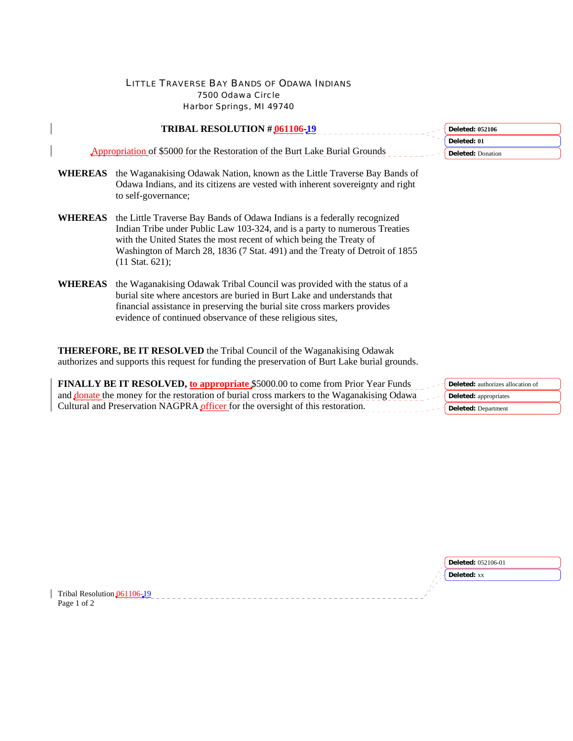LITTLE TRAVERSE BAY BANDS OF ODAWA INDIANS
7500 Odawa Circle
Harbor Springs, MI 49740

**TRIBAL RESOLUTION # 061106-19**

Appropriation of $5000 for the Restoration of the Burt Lake Burial Grounds

**WHEREAS** the Waganakising Odawak Nation, known as the Little Traverse Bay Bands of Odawa Indians, and its citizens are vested with inherent sovereignty and right to self-governance;

**WHEREAS** the Little Traverse Bay Bands of Odawa Indians is a federally recognized Indian Tribe under Public Law 103-324, and is a party to numerous Treaties with the United States the most recent of which being the Treaty of Washington of March 28, 1836 (7 Stat. 491) and the Treaty of Detroit of 1855 (11 Stat. 621);

**WHEREAS** the Waganakising Odawak Tribal Council was provided with the status of a burial site where ancestors are buried in Burt Lake and understands that financial assistance in preserving the burial site cross markers provides evidence of continued observance of these religious sites,

**THEREFORE, BE IT RESOLVED** the Tribal Council of the Waganakising Odawak authorizes and supports this request for funding the preservation of Burt Lake burial grounds.

**FINALLY BE IT RESOLVED, to appropriate** $5000.00 to come from Prior Year Funds and donate the money for the restoration of burial cross markers to the Waganakising Odawa Cultural and Preservation NAGPRA officer for the oversight of this restoration.

Deleted: 052106
Deleted: 01
Deleted: Donation
Deleted: authorizes allocation of
Deleted: appropriates
Deleted: Department
Deleted: 052106-01
Deleted: xx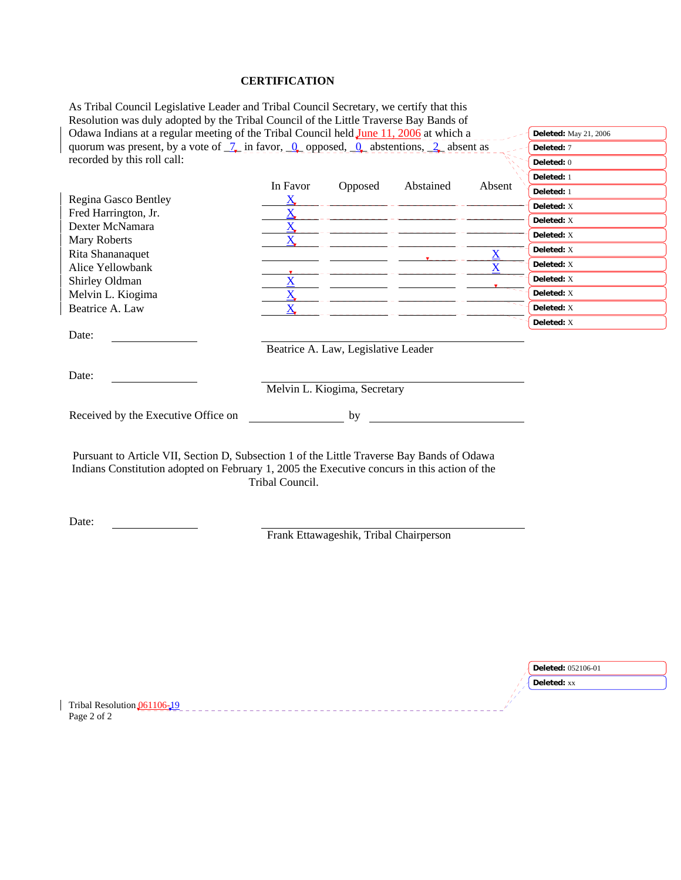## CERTIFICATION

As Tribal Council Legislative Leader and Tribal Council Secretary, we certify that this Resolution was duly adopted by the Tribal Council of the Little Traverse Bay Bands of Odawa Indians at a regular meeting of the Tribal Council held June 11, 2006 at which a quorum was present, by a vote of _7_ in favor, _0_ opposed, _0_ abstentions, _2_ absent as recorded by this roll call:

| | In Favor | Opposed | Abstained | Absent |
|---|---|---|---|---|
| Regina Gasco Bentley | X | | | |
| Fred Harrington, Jr. | X | | | |
| Dexter McNamara | X | | | |
| Mary Roberts | X | | | |
| Rita Shananaquet | | | | X |
| Alice Yellowbank | | | | X |
| Shirley Oldman | X | | | |
| Melvin L. Kiogima | X | | | |
| Beatrice A. Law | X | | | |

Date: ______________ ______________________________
Beatrice A. Law, Legislative Leader

Date: ______________ ______________________________
Melvin L. Kiogima, Secretary

Received by the Executive Office on ______________ by ______________________

Pursuant to Article VII, Section D, Subsection 1 of the Little Traverse Bay Bands of Odawa Indians Constitution adopted on February 1, 2005 the Executive concurs in this action of the Tribal Council.

Date: ______________ ______________________________
Frank Ettawageshik, Tribal Chairperson

Tribal Resolution 061106-19